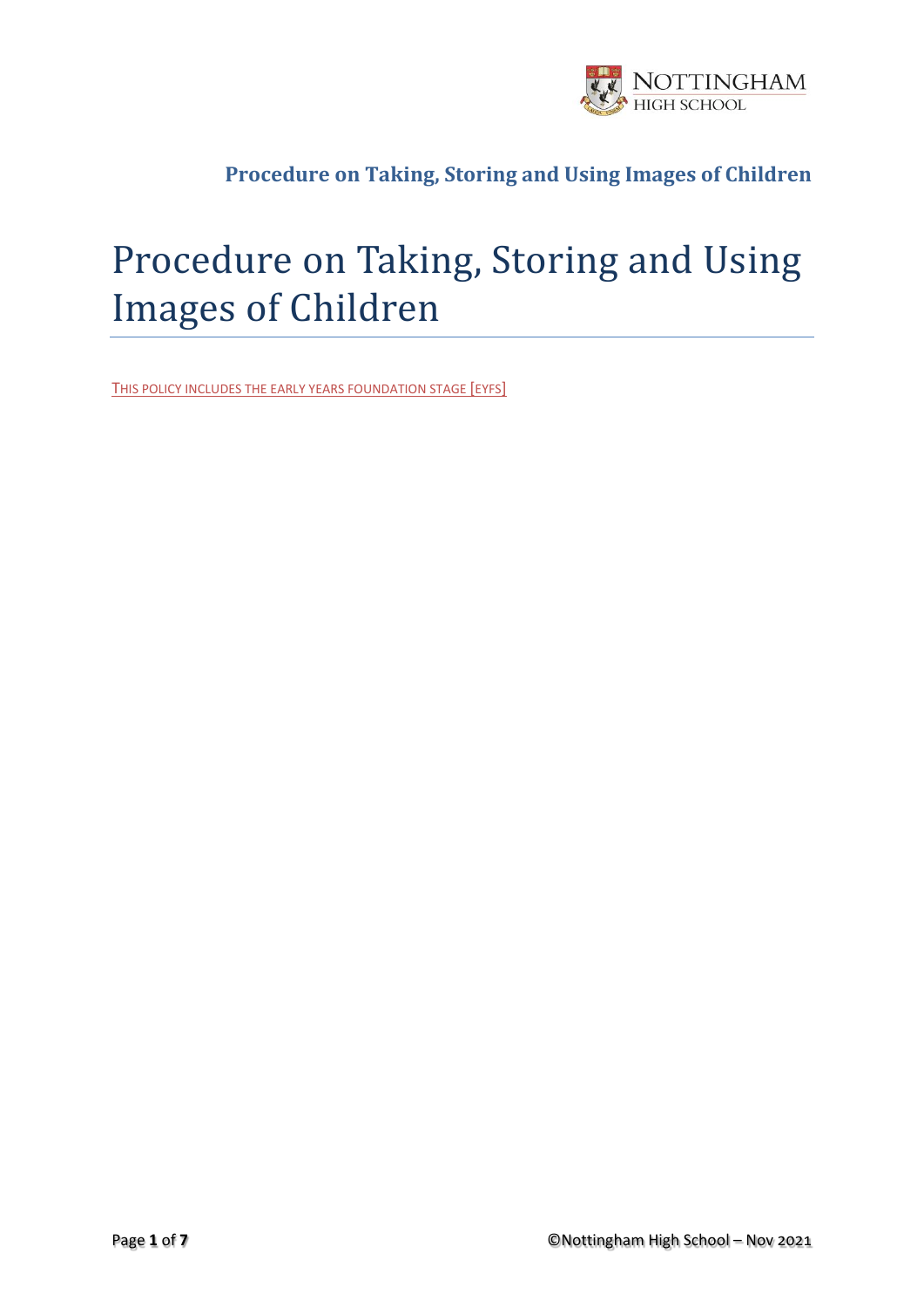# Procedure on Taking, Storing and Using Images of Children

THIS POLICY INCLUDES THE EARLY YEARS FOUNDATION STAGE [EYFS]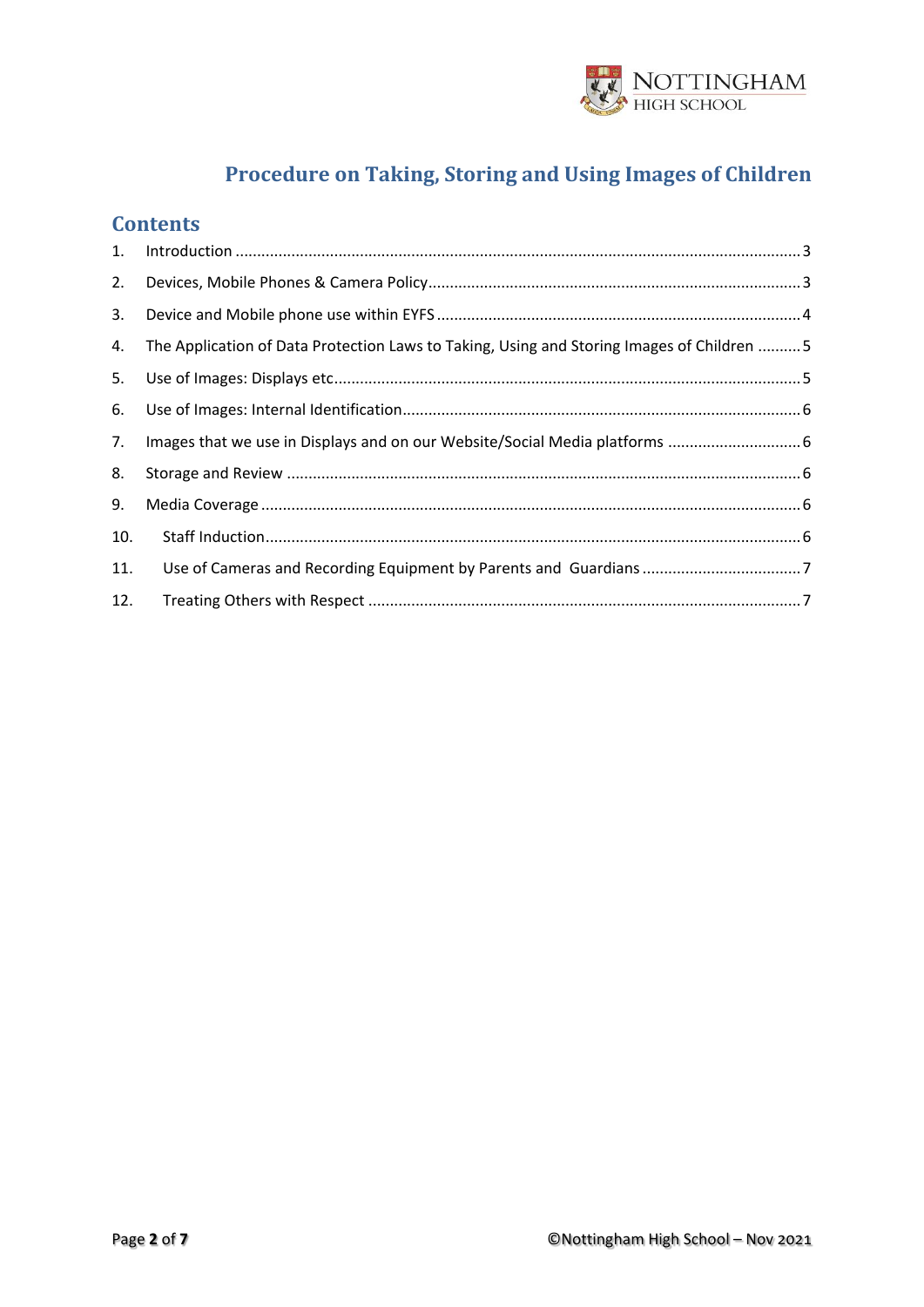# Procedure on Taking, Storing and Using Images of Children

## Contents

1. Introduction ..... 3
2. Devices, Mobile Phones & Camera Policy ..... 3
3. Device and Mobile phone use within EYFS ..... 4
4. The Application of Data Protection Laws to Taking, Using and Storing Images of Children ..... 5
5. Use of Images: Displays etc ..... 5
6. Use of Images: Internal Identification ..... 6
7. Images that we use in Displays and on our Website/Social Media platforms ..... 6
8. Storage and Review ..... 6
9. Media Coverage ..... 6
10. Staff Induction ..... 6
11. Use of Cameras and Recording Equipment by Parents and Guardians ..... 7
12. Treating Others with Respect ..... 7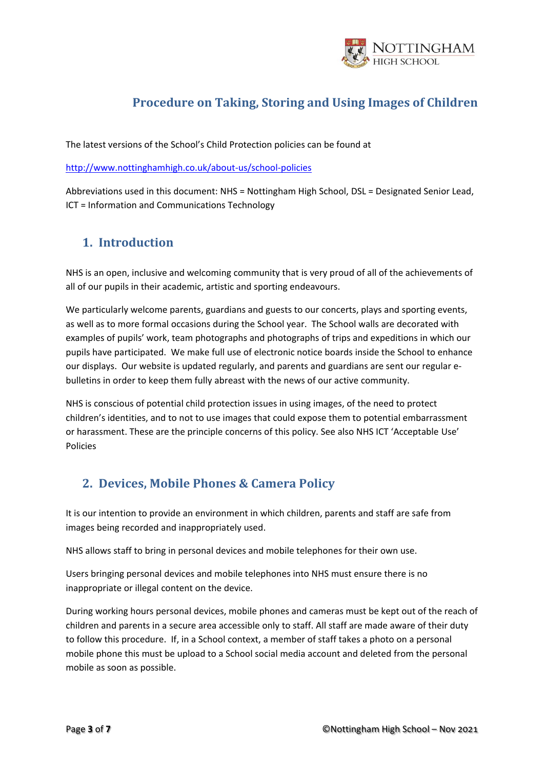# Procedure on Taking, Storing and Using Images of Children

The latest versions of the School's Child Protection policies can be found at

http://www.nottinghamhigh.co.uk/about-us/school-policies

Abbreviations used in this document: NHS = Nottingham High School, DSL = Designated Senior Lead, ICT = Information and Communications Technology

## 1. Introduction

NHS is an open, inclusive and welcoming community that is very proud of all of the achievements of all of our pupils in their academic, artistic and sporting endeavours.

We particularly welcome parents, guardians and guests to our concerts, plays and sporting events, as well as to more formal occasions during the School year. The School walls are decorated with examples of pupils' work, team photographs and photographs of trips and expeditions in which our pupils have participated. We make full use of electronic notice boards inside the School to enhance our displays. Our website is updated regularly, and parents and guardians are sent our regular e-bulletins in order to keep them fully abreast with the news of our active community.

NHS is conscious of potential child protection issues in using images, of the need to protect children's identities, and to not to use images that could expose them to potential embarrassment or harassment. These are the principle concerns of this policy. See also NHS ICT 'Acceptable Use' Policies

## 2. Devices, Mobile Phones & Camera Policy

It is our intention to provide an environment in which children, parents and staff are safe from images being recorded and inappropriately used.

NHS allows staff to bring in personal devices and mobile telephones for their own use.

Users bringing personal devices and mobile telephones into NHS must ensure there is no inappropriate or illegal content on the device.

During working hours personal devices, mobile phones and cameras must be kept out of the reach of children and parents in a secure area accessible only to staff. All staff are made aware of their duty to follow this procedure. If, in a School context, a member of staff takes a photo on a personal mobile phone this must be upload to a School social media account and deleted from the personal mobile as soon as possible.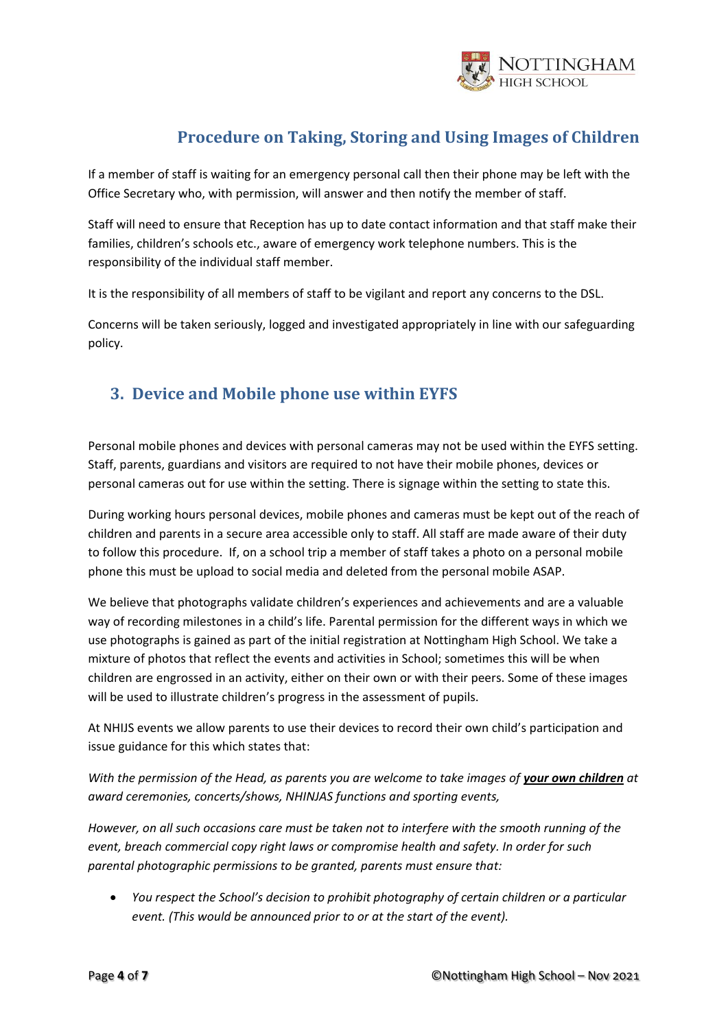## Procedure on Taking, Storing and Using Images of Children

If a member of staff is waiting for an emergency personal call then their phone may be left with the Office Secretary who, with permission, will answer and then notify the member of staff.

Staff will need to ensure that Reception has up to date contact information and that staff make their families, children's schools etc., aware of emergency work telephone numbers. This is the responsibility of the individual staff member.

It is the responsibility of all members of staff to be vigilant and report any concerns to the DSL.

Concerns will be taken seriously, logged and investigated appropriately in line with our safeguarding policy.

### 3. Device and Mobile phone use within EYFS

Personal mobile phones and devices with personal cameras may not be used within the EYFS setting. Staff, parents, guardians and visitors are required to not have their mobile phones, devices or personal cameras out for use within the setting. There is signage within the setting to state this.

During working hours personal devices, mobile phones and cameras must be kept out of the reach of children and parents in a secure area accessible only to staff. All staff are made aware of their duty to follow this procedure. If, on a school trip a member of staff takes a photo on a personal mobile phone this must be upload to social media and deleted from the personal mobile ASAP.

We believe that photographs validate children's experiences and achievements and are a valuable way of recording milestones in a child's life. Parental permission for the different ways in which we use photographs is gained as part of the initial registration at Nottingham High School. We take a mixture of photos that reflect the events and activities in School; sometimes this will be when children are engrossed in an activity, either on their own or with their peers. Some of these images will be used to illustrate children's progress in the assessment of pupils.

At NHIJS events we allow parents to use their devices to record their own child's participation and issue guidance for this which states that:

*With the permission of the Head, as parents you are welcome to take images of* ***your own children*** *at award ceremonies, concerts/shows, NHINJAS functions and sporting events,*

*However, on all such occasions care must be taken not to interfere with the smooth running of the event, breach commercial copy right laws or compromise health and safety. In order for such parental photographic permissions to be granted, parents must ensure that:*

- *You respect the School's decision to prohibit photography of certain children or a particular event. (This would be announced prior to or at the start of the event).*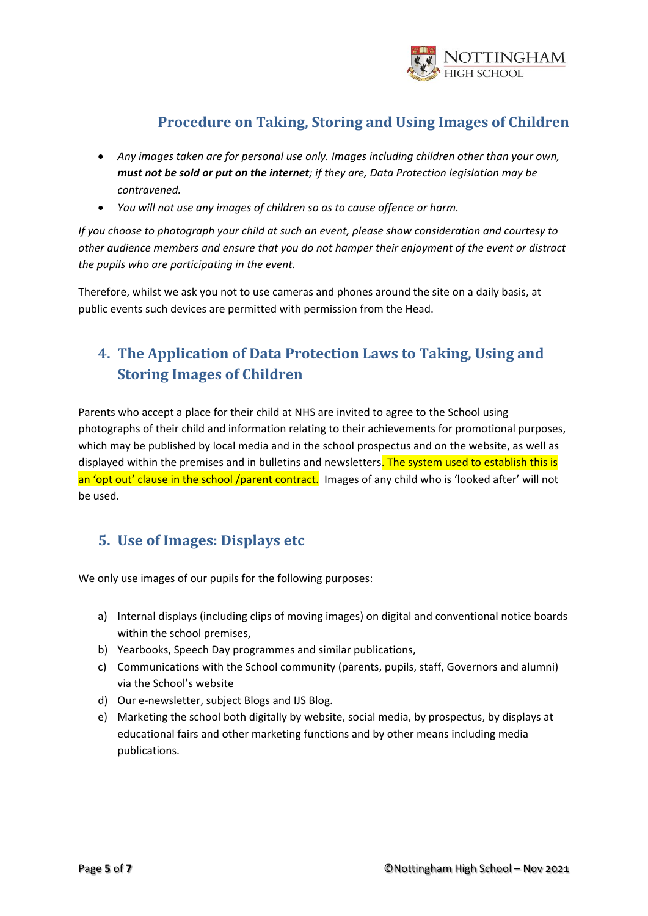## Procedure on Taking, Storing and Using Images of Children

- *Any images taken are for personal use only. Images including children other than your own,* ***must not be sold or put on the internet****; if they are, Data Protection legislation may be contravened.*
- *You will not use any images of children so as to cause offence or harm.*

*If you choose to photograph your child at such an event, please show consideration and courtesy to other audience members and ensure that you do not hamper their enjoyment of the event or distract the pupils who are participating in the event.*

Therefore, whilst we ask you not to use cameras and phones around the site on a daily basis, at public events such devices are permitted with permission from the Head.

## 4. The Application of Data Protection Laws to Taking, Using and Storing Images of Children

Parents who accept a place for their child at NHS are invited to agree to the School using photographs of their child and information relating to their achievements for promotional purposes, which may be published by local media and in the school prospectus and on the website, as well as displayed within the premises and in bulletins and newsletters. The system used to establish this is an 'opt out' clause in the school /parent contract. Images of any child who is 'looked after' will not be used.

## 5. Use of Images: Displays etc

We only use images of our pupils for the following purposes:

a) Internal displays (including clips of moving images) on digital and conventional notice boards within the school premises,
b) Yearbooks, Speech Day programmes and similar publications,
c) Communications with the School community (parents, pupils, staff, Governors and alumni) via the School's website
d) Our e-newsletter, subject Blogs and IJS Blog.
e) Marketing the school both digitally by website, social media, by prospectus, by displays at educational fairs and other marketing functions and by other means including media publications.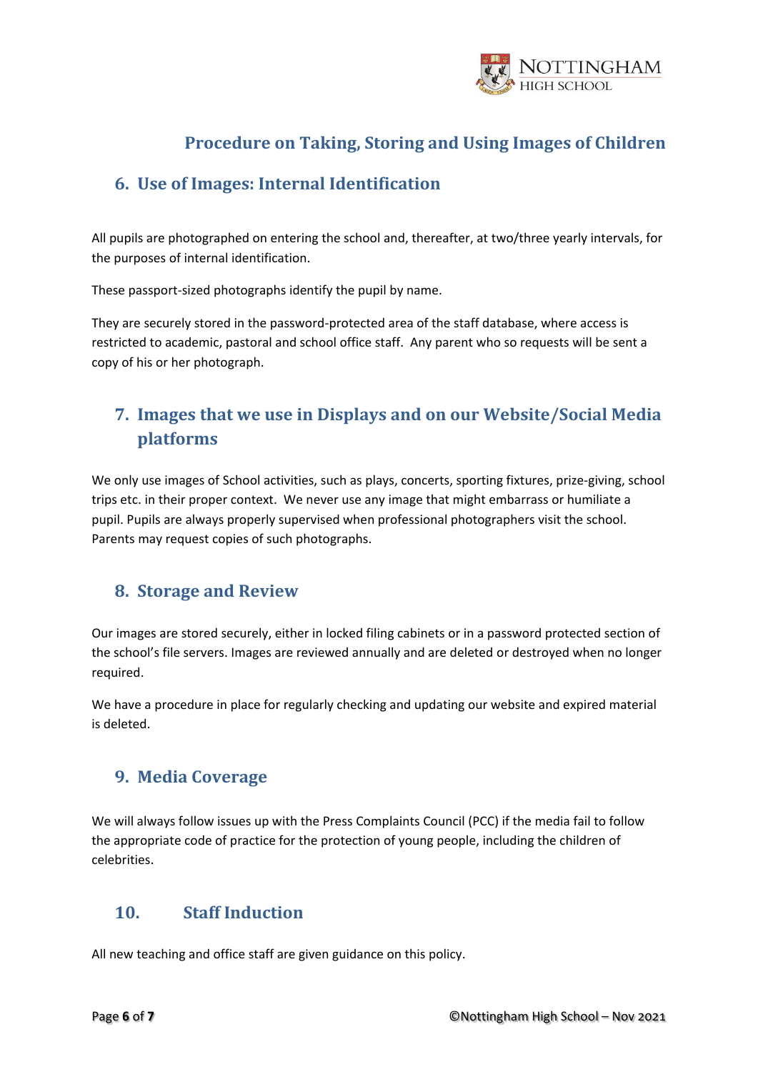# Procedure on Taking, Storing and Using Images of Children

## 6. Use of Images: Internal Identification

All pupils are photographed on entering the school and, thereafter, at two/three yearly intervals, for the purposes of internal identification.

These passport-sized photographs identify the pupil by name.

They are securely stored in the password-protected area of the staff database, where access is restricted to academic, pastoral and school office staff. Any parent who so requests will be sent a copy of his or her photograph.

## 7. Images that we use in Displays and on our Website/Social Media platforms

We only use images of School activities, such as plays, concerts, sporting fixtures, prize-giving, school trips etc. in their proper context. We never use any image that might embarrass or humiliate a pupil. Pupils are always properly supervised when professional photographers visit the school. Parents may request copies of such photographs.

## 8. Storage and Review

Our images are stored securely, either in locked filing cabinets or in a password protected section of the school's file servers. Images are reviewed annually and are deleted or destroyed when no longer required.

We have a procedure in place for regularly checking and updating our website and expired material is deleted.

## 9. Media Coverage

We will always follow issues up with the Press Complaints Council (PCC) if the media fail to follow the appropriate code of practice for the protection of young people, including the children of celebrities.

## 10. Staff Induction

All new teaching and office staff are given guidance on this policy.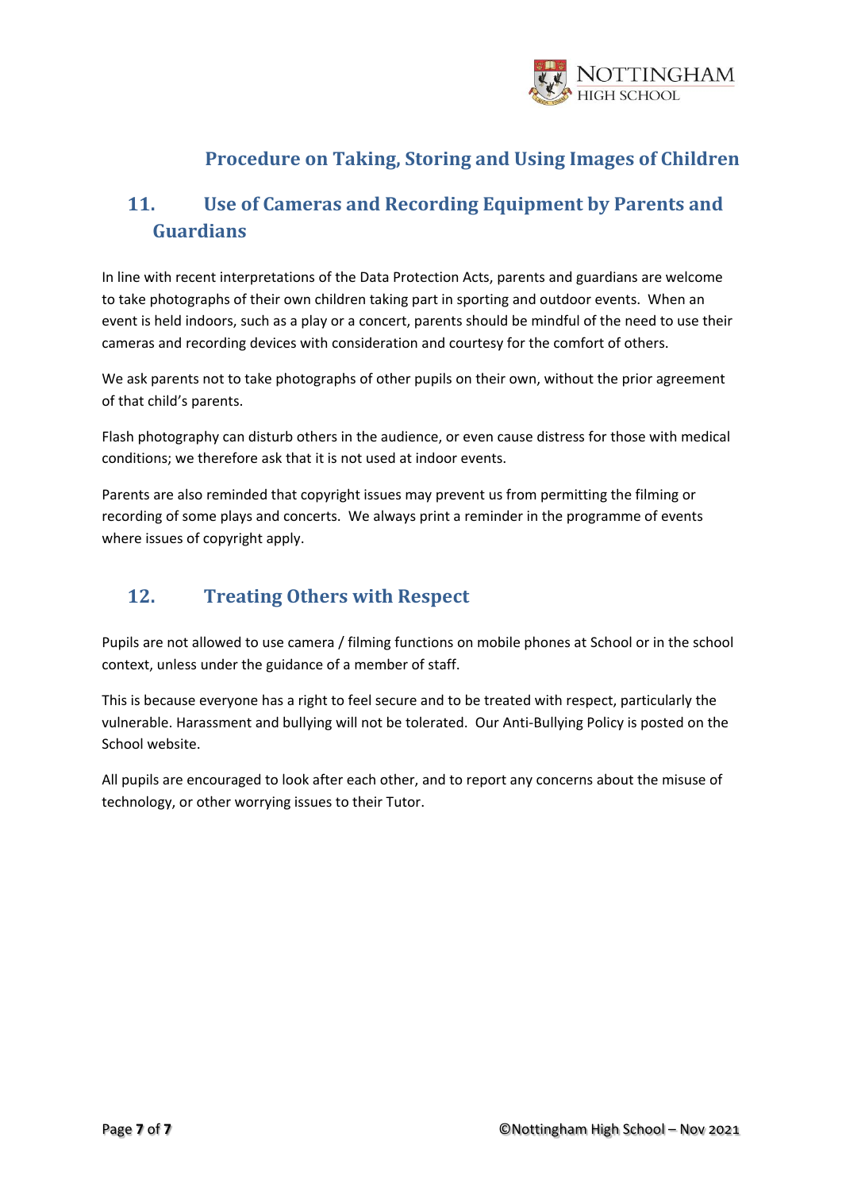## Procedure on Taking, Storing and Using Images of Children

## 11. Use of Cameras and Recording Equipment by Parents and Guardians

In line with recent interpretations of the Data Protection Acts, parents and guardians are welcome to take photographs of their own children taking part in sporting and outdoor events. When an event is held indoors, such as a play or a concert, parents should be mindful of the need to use their cameras and recording devices with consideration and courtesy for the comfort of others.

We ask parents not to take photographs of other pupils on their own, without the prior agreement of that child's parents.

Flash photography can disturb others in the audience, or even cause distress for those with medical conditions; we therefore ask that it is not used at indoor events.

Parents are also reminded that copyright issues may prevent us from permitting the filming or recording of some plays and concerts. We always print a reminder in the programme of events where issues of copyright apply.

## 12. Treating Others with Respect

Pupils are not allowed to use camera / filming functions on mobile phones at School or in the school context, unless under the guidance of a member of staff.

This is because everyone has a right to feel secure and to be treated with respect, particularly the vulnerable. Harassment and bullying will not be tolerated. Our Anti-Bullying Policy is posted on the School website.

All pupils are encouraged to look after each other, and to report any concerns about the misuse of technology, or other worrying issues to their Tutor.